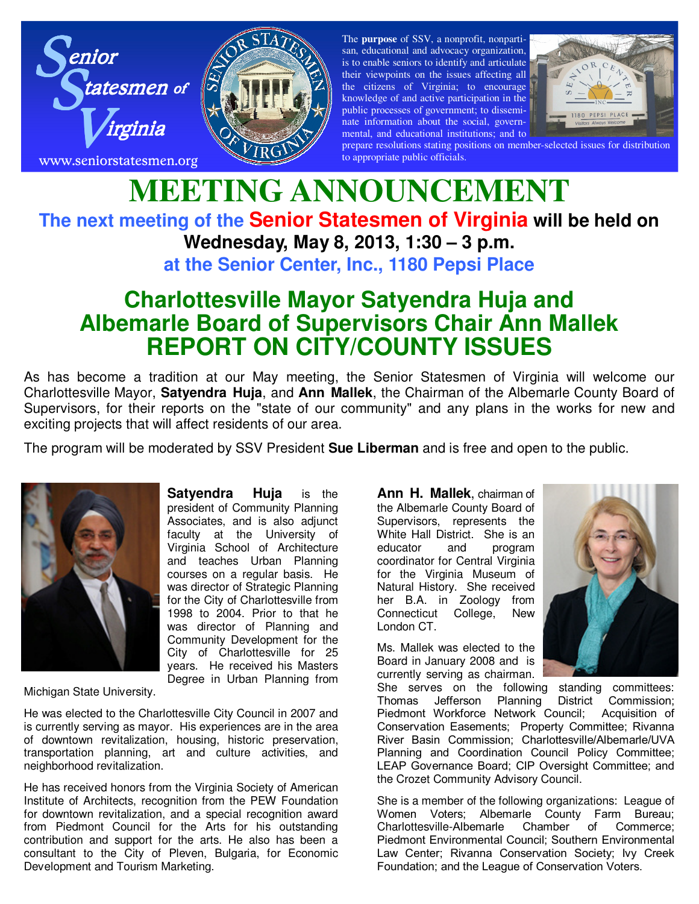Senior Statesmen of Virginia

www.seniorstatesmen.org

The **purpose** of SSV, a nonprofit, nonpartisan, educational and advocacy organization, is to enable seniors to identify and articulate their viewpoints on the issues affecting all the citizens of Virginia; to encourage knowledge of and active participation in the public processes of government; to disseminate information about the social, governmental, and educational institutions; and to prepare resolutions stating positions on member-selected issues for distribution to appropriate public officials.

# MEETING ANNOUNCEMENT

**The next meeting of the Senior Statesmen of Virginia will be held on**
**Wednesday, May 8, 2013, 1:30 – 3 p.m.**
**at the Senior Center, Inc., 1180 Pepsi Place**

## Charlottesville Mayor Satyendra Huja and Albemarle Board of Supervisors Chair Ann Mallek REPORT ON CITY/COUNTY ISSUES

As has become a tradition at our May meeting, the Senior Statesmen of Virginia will welcome our Charlottesville Mayor, **Satyendra Huja**, and **Ann Mallek**, the Chairman of the Albemarle County Board of Supervisors, for their reports on the "state of our community" and any plans in the works for new and exciting projects that will affect residents of our area.

The program will be moderated by SSV President **Sue Liberman** and is free and open to the public.

**Satyendra Huja** is the president of Community Planning Associates, and is also adjunct faculty at the University of Virginia School of Architecture and teaches Urban Planning courses on a regular basis. He was director of Strategic Planning for the City of Charlottesville from 1998 to 2004. Prior to that he was director of Planning and Community Development for the City of Charlottesville for 25 years. He received his Masters Degree in Urban Planning from Michigan State University.

He was elected to the Charlottesville City Council in 2007 and is currently serving as mayor. His experiences are in the area of downtown revitalization, housing, historic preservation, transportation planning, art and culture activities, and neighborhood revitalization.

He has received honors from the Virginia Society of American Institute of Architects, recognition from the PEW Foundation for downtown revitalization, and a special recognition award from Piedmont Council for the Arts for his outstanding contribution and support for the arts. He also has been a consultant to the City of Pleven, Bulgaria, for Economic Development and Tourism Marketing.

**Ann H. Mallek**, chairman of the Albemarle County Board of Supervisors, represents the White Hall District. She is an educator and program coordinator for Central Virginia for the Virginia Museum of Natural History. She received her B.A. in Zoology from Connecticut College, New London CT.

Ms. Mallek was elected to the Board in January 2008 and is currently serving as chairman. She serves on the following standing committees: Thomas Jefferson Planning District Commission; Piedmont Workforce Network Council; Acquisition of Conservation Easements; Property Committee; Rivanna River Basin Commission; Charlottesville/Albemarle/UVA Planning and Coordination Council Policy Committee; LEAP Governance Board; CIP Oversight Committee; and the Crozet Community Advisory Council.

She is a member of the following organizations: League of Women Voters; Albemarle County Farm Bureau; Charlottesville-Albemarle Chamber of Commerce; Piedmont Environmental Council; Southern Environmental Law Center; Rivanna Conservation Society; Ivy Creek Foundation; and the League of Conservation Voters.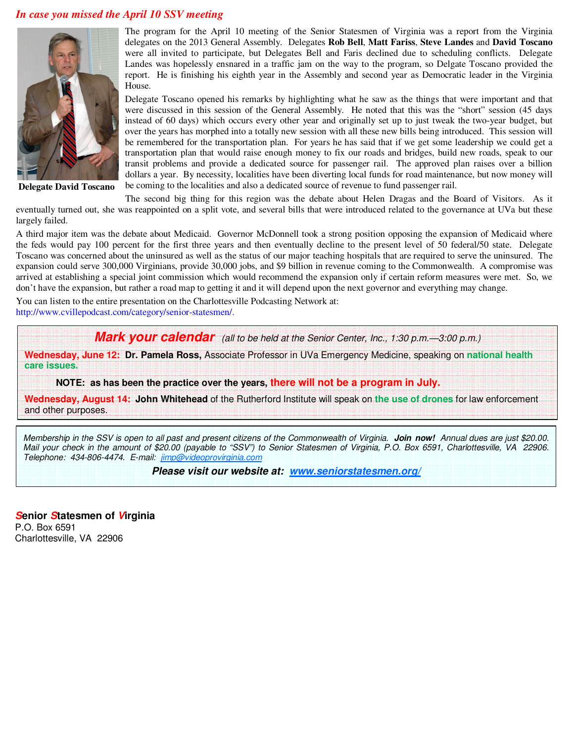## *In case you missed the April 10 SSV meeting*

Delegate David Toscano

The program for the April 10 meeting of the Senior Statesmen of Virginia was a report from the Virginia delegates on the 2013 General Assembly. Delegates **Rob Bell**, **Matt Fariss**, **Steve Landes** and **David Toscano** were all invited to participate, but Delegates Bell and Faris declined due to scheduling conflicts. Delegate Landes was hopelessly ensnared in a traffic jam on the way to the program, so Delgate Toscano provided the report. He is finishing his eighth year in the Assembly and second year as Democratic leader in the Virginia House.

Delegate Toscano opened his remarks by highlighting what he saw as the things that were important and that were discussed in this session of the General Assembly. He noted that this was the "short" session (45 days instead of 60 days) which occurs every other year and originally set up to just tweak the two-year budget, but over the years has morphed into a totally new session with all these new bills being introduced. This session will be remembered for the transportation plan. For years he has said that if we get some leadership we could get a transportation plan that would raise enough money to fix our roads and bridges, build new roads, speak to our transit problems and provide a dedicated source for passenger rail. The approved plan raises over a billion dollars a year. By necessity, localities have been diverting local funds for road maintenance, but now money will be coming to the localities and also a dedicated source of revenue to fund passenger rail.

The second big thing for this region was the debate about Helen Dragas and the Board of Visitors. As it eventually turned out, she was reappointed on a split vote, and several bills that were introduced related to the governance at UVa but these largely failed.

A third major item was the debate about Medicaid. Governor McDonnell took a strong position opposing the expansion of Medicaid where the feds would pay 100 percent for the first three years and then eventually decline to the present level of 50 federal/50 state. Delegate Toscano was concerned about the uninsured as well as the status of our major teaching hospitals that are required to serve the uninsured. The expansion could serve 300,000 Virginians, provide 30,000 jobs, and $9 billion in revenue coming to the Commonwealth. A compromise was arrived at establishing a special joint commission which would recommend the expansion only if certain reform measures were met. So, we don't have the expansion, but rather a road map to getting it and it will depend upon the next governor and everything may change.

You can listen to the entire presentation on the Charlottesville Podcasting Network at:
http://www.cvillepodcast.com/category/senior-statesmen/.

---

***Mark your calendar*** *(all to be held at the Senior Center, Inc., 1:30 p.m.—3:00 p.m.)*

**Wednesday, June 12: Dr. Pamela Ross,** Associate Professor in UVa Emergency Medicine, speaking on **national health care issues.**

**NOTE: as has been the practice over the years, there will not be a program in July.**

**Wednesday, August 14: John Whitehead** of the Rutherford Institute will speak on **the use of drones** for law enforcement and other purposes.

---

*Membership in the SSV is open to all past and present citizens of the Commonwealth of Virginia.* ***Join now!*** *Annual dues are just $20.00. Mail your check in the amount of $20.00 (payable to "SSV") to Senior Statesmen of Virginia, P.O. Box 6591, Charlottesville, VA 22906. Telephone: 434-806-4474. E-mail: jimp@videoprovirginia.com*

***Please visit our website at: www.seniorstatesmen.org/***

---

**Senior Statesmen of Virginia**
P.O. Box 6591
Charlottesville, VA 22906